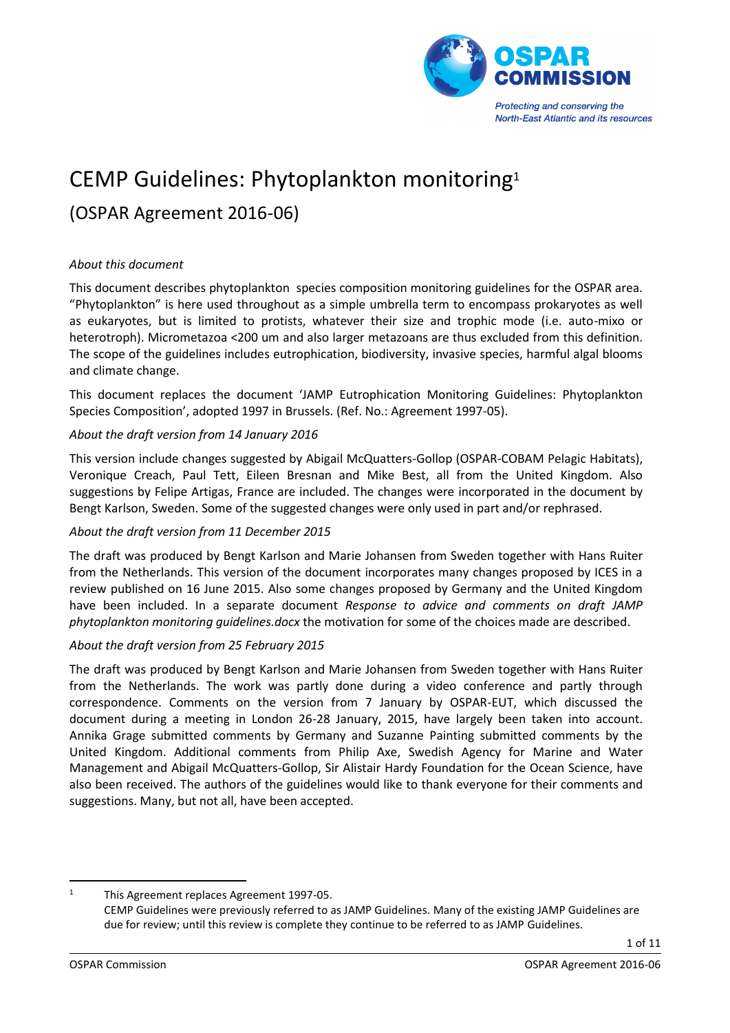# CEMP Guidelines: Phytoplankton monitoring[1]

## (OSPAR Agreement 2016-06)

*About this document*

This document describes phytoplankton species composition monitoring guidelines for the OSPAR area. "Phytoplankton" is here used throughout as a simple umbrella term to encompass prokaryotes as well as eukaryotes, but is limited to protists, whatever their size and trophic mode (i.e. auto-mixo or heterotroph). Micrometazoa <200 um and also larger metazoans are thus excluded from this definition. The scope of the guidelines includes eutrophication, biodiversity, invasive species, harmful algal blooms and climate change.

This document replaces the document 'JAMP Eutrophication Monitoring Guidelines: Phytoplankton Species Composition', adopted 1997 in Brussels. (Ref. No.: Agreement 1997-05).

*About the draft version from 14 January 2016*

This version include changes suggested by Abigail McQuatters-Gollop (OSPAR-COBAM Pelagic Habitats), Veronique Creach, Paul Tett, Eileen Bresnan and Mike Best, all from the United Kingdom. Also suggestions by Felipe Artigas, France are included. The changes were incorporated in the document by Bengt Karlson, Sweden. Some of the suggested changes were only used in part and/or rephrased.

*About the draft version from 11 December 2015*

The draft was produced by Bengt Karlson and Marie Johansen from Sweden together with Hans Ruiter from the Netherlands. This version of the document incorporates many changes proposed by ICES in a review published on 16 June 2015. Also some changes proposed by Germany and the United Kingdom have been included. In a separate document *Response to advice and comments on draft JAMP phytoplankton monitoring guidelines.docx* the motivation for some of the choices made are described.

*About the draft version from 25 February 2015*

The draft was produced by Bengt Karlson and Marie Johansen from Sweden together with Hans Ruiter from the Netherlands. The work was partly done during a video conference and partly through correspondence. Comments on the version from 7 January by OSPAR-EUT, which discussed the document during a meeting in London 26-28 January, 2015, have largely been taken into account. Annika Grage submitted comments by Germany and Suzanne Painting submitted comments by the United Kingdom. Additional comments from Philip Axe, Swedish Agency for Marine and Water Management and Abigail McQuatters-Gollop, Sir Alistair Hardy Foundation for the Ocean Science, have also been received. The authors of the guidelines would like to thank everyone for their comments and suggestions. Many, but not all, have been accepted.

---

[1] This Agreement replaces Agreement 1997-05.
CEMP Guidelines were previously referred to as JAMP Guidelines. Many of the existing JAMP Guidelines are due for review; until this review is complete they continue to be referred to as JAMP Guidelines.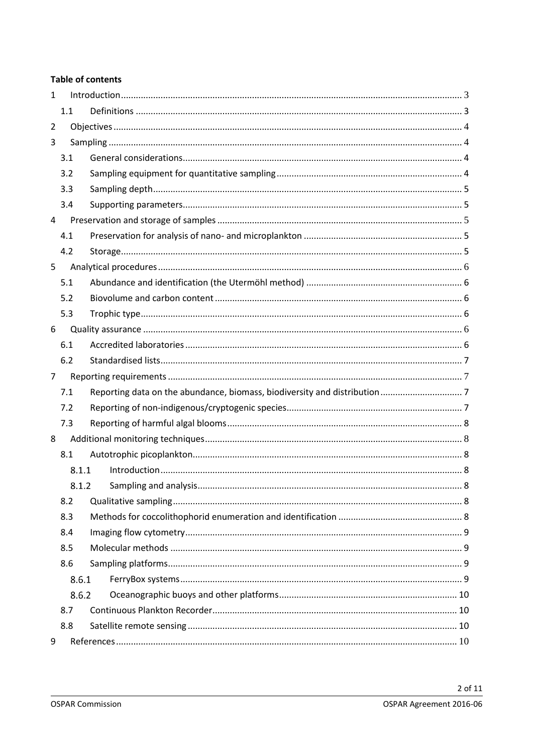**Table of contents**

1 Introduction ..... 3
  1.1 Definitions ..... 3
2 Objectives ..... 4
3 Sampling ..... 4
  3.1 General considerations ..... 4
  3.2 Sampling equipment for quantitative sampling ..... 4
  3.3 Sampling depth ..... 5
  3.4 Supporting parameters ..... 5
4 Preservation and storage of samples ..... 5
  4.1 Preservation for analysis of nano- and microplankton ..... 5
  4.2 Storage ..... 5
5 Analytical procedures ..... 6
  5.1 Abundance and identification (the Utermöhl method) ..... 6
  5.2 Biovolume and carbon content ..... 6
  5.3 Trophic type ..... 6
6 Quality assurance ..... 6
  6.1 Accredited laboratories ..... 6
  6.2 Standardised lists ..... 7
7 Reporting requirements ..... 7
  7.1 Reporting data on the abundance, biomass, biodiversity and distribution ..... 7
  7.2 Reporting of non-indigenous/cryptogenic species ..... 7
  7.3 Reporting of harmful algal blooms ..... 8
8 Additional monitoring techniques ..... 8
  8.1 Autotrophic picoplankton ..... 8
    8.1.1 Introduction ..... 8
    8.1.2 Sampling and analysis ..... 8
  8.2 Qualitative sampling ..... 8
  8.3 Methods for coccolithophorid enumeration and identification ..... 8
  8.4 Imaging flow cytometry ..... 9
  8.5 Molecular methods ..... 9
  8.6 Sampling platforms ..... 9
    8.6.1 FerryBox systems ..... 9
    8.6.2 Oceanographic buoys and other platforms ..... 10
  8.7 Continuous Plankton Recorder ..... 10
  8.8 Satellite remote sensing ..... 10
9 References ..... 10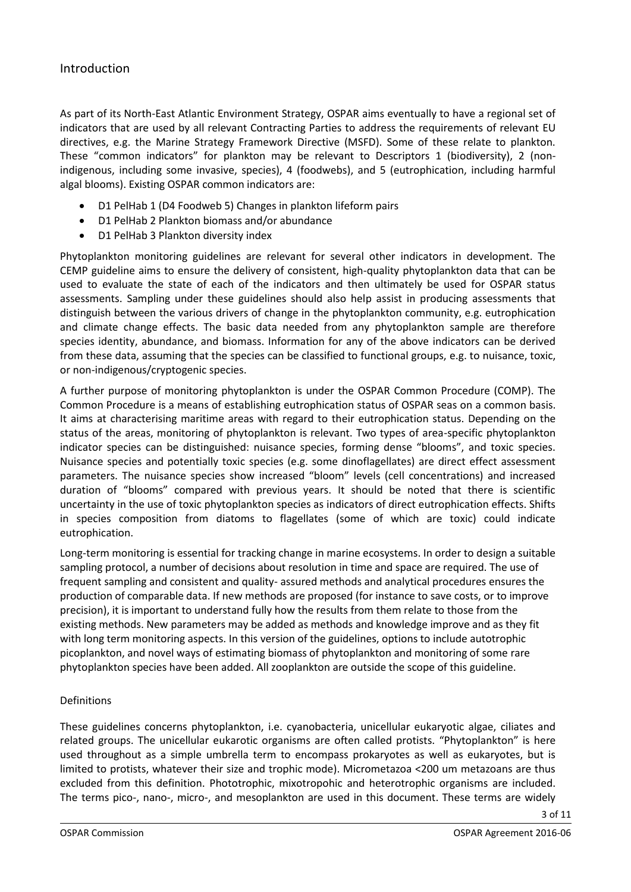## Introduction

As part of its North-East Atlantic Environment Strategy, OSPAR aims eventually to have a regional set of indicators that are used by all relevant Contracting Parties to address the requirements of relevant EU directives, e.g. the Marine Strategy Framework Directive (MSFD). Some of these relate to plankton. These "common indicators" for plankton may be relevant to Descriptors 1 (biodiversity), 2 (non-indigenous, including some invasive, species), 4 (foodwebs), and 5 (eutrophication, including harmful algal blooms). Existing OSPAR common indicators are:

- D1 PelHab 1 (D4 Foodweb 5) Changes in plankton lifeform pairs
- D1 PelHab 2 Plankton biomass and/or abundance
- D1 PelHab 3 Plankton diversity index

Phytoplankton monitoring guidelines are relevant for several other indicators in development. The CEMP guideline aims to ensure the delivery of consistent, high-quality phytoplankton data that can be used to evaluate the state of each of the indicators and then ultimately be used for OSPAR status assessments. Sampling under these guidelines should also help assist in producing assessments that distinguish between the various drivers of change in the phytoplankton community, e.g. eutrophication and climate change effects. The basic data needed from any phytoplankton sample are therefore species identity, abundance, and biomass. Information for any of the above indicators can be derived from these data, assuming that the species can be classified to functional groups, e.g. to nuisance, toxic, or non-indigenous/cryptogenic species.

A further purpose of monitoring phytoplankton is under the OSPAR Common Procedure (COMP). The Common Procedure is a means of establishing eutrophication status of OSPAR seas on a common basis. It aims at characterising maritime areas with regard to their eutrophication status. Depending on the status of the areas, monitoring of phytoplankton is relevant. Two types of area-specific phytoplankton indicator species can be distinguished: nuisance species, forming dense "blooms", and toxic species. Nuisance species and potentially toxic species (e.g. some dinoflagellates) are direct effect assessment parameters. The nuisance species show increased "bloom" levels (cell concentrations) and increased duration of "blooms" compared with previous years. It should be noted that there is scientific uncertainty in the use of toxic phytoplankton species as indicators of direct eutrophication effects. Shifts in species composition from diatoms to flagellates (some of which are toxic) could indicate eutrophication.

Long-term monitoring is essential for tracking change in marine ecosystems. In order to design a suitable sampling protocol, a number of decisions about resolution in time and space are required. The use of frequent sampling and consistent and quality- assured methods and analytical procedures ensures the production of comparable data. If new methods are proposed (for instance to save costs, or to improve precision), it is important to understand fully how the results from them relate to those from the existing methods. New parameters may be added as methods and knowledge improve and as they fit with long term monitoring aspects. In this version of the guidelines, options to include autotrophic picoplankton, and novel ways of estimating biomass of phytoplankton and monitoring of some rare phytoplankton species have been added. All zooplankton are outside the scope of this guideline.

### Definitions

These guidelines concerns phytoplankton, i.e. cyanobacteria, unicellular eukaryotic algae, ciliates and related groups. The unicellular eukarotic organisms are often called protists. "Phytoplankton" is here used throughout as a simple umbrella term to encompass prokaryotes as well as eukaryotes, but is limited to protists, whatever their size and trophic mode). Micrometazoa <200 um metazoans are thus excluded from this definition. Phototrophic, mixotropohic and heterotrophic organisms are included. The terms pico-, nano-, micro-, and mesoplankton are used in this document. These terms are widely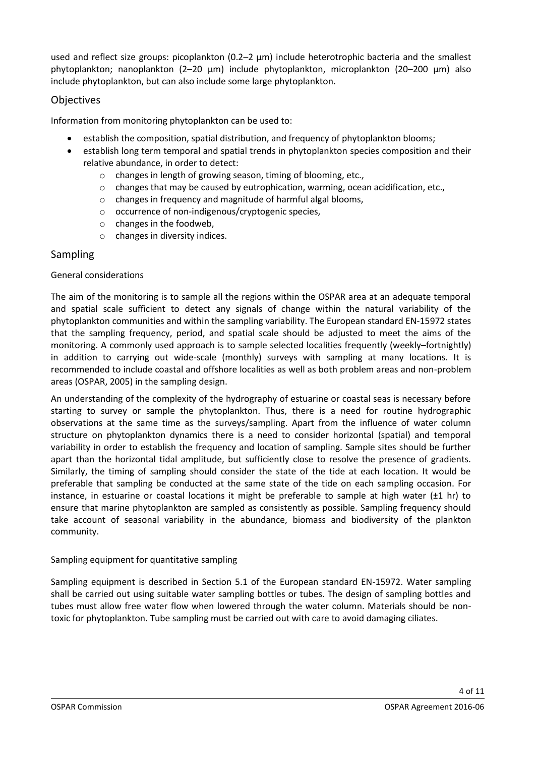used and reflect size groups: picoplankton (0.2–2 µm) include heterotrophic bacteria and the smallest phytoplankton; nanoplankton (2–20 µm) include phytoplankton, microplankton (20–200 µm) also include phytoplankton, but can also include some large phytoplankton.

## Objectives

Information from monitoring phytoplankton can be used to:

- establish the composition, spatial distribution, and frequency of phytoplankton blooms;
- establish long term temporal and spatial trends in phytoplankton species composition and their relative abundance, in order to detect:
  - changes in length of growing season, timing of blooming, etc.,
  - changes that may be caused by eutrophication, warming, ocean acidification, etc.,
  - changes in frequency and magnitude of harmful algal blooms,
  - occurrence of non-indigenous/cryptogenic species,
  - changes in the foodweb,
  - changes in diversity indices.

## Sampling

### General considerations

The aim of the monitoring is to sample all the regions within the OSPAR area at an adequate temporal and spatial scale sufficient to detect any signals of change within the natural variability of the phytoplankton communities and within the sampling variability. The European standard EN-15972 states that the sampling frequency, period, and spatial scale should be adjusted to meet the aims of the monitoring. A commonly used approach is to sample selected localities frequently (weekly–fortnightly) in addition to carrying out wide-scale (monthly) surveys with sampling at many locations. It is recommended to include coastal and offshore localities as well as both problem areas and non-problem areas (OSPAR, 2005) in the sampling design.

An understanding of the complexity of the hydrography of estuarine or coastal seas is necessary before starting to survey or sample the phytoplankton. Thus, there is a need for routine hydrographic observations at the same time as the surveys/sampling. Apart from the influence of water column structure on phytoplankton dynamics there is a need to consider horizontal (spatial) and temporal variability in order to establish the frequency and location of sampling. Sample sites should be further apart than the horizontal tidal amplitude, but sufficiently close to resolve the presence of gradients. Similarly, the timing of sampling should consider the state of the tide at each location. It would be preferable that sampling be conducted at the same state of the tide on each sampling occasion. For instance, in estuarine or coastal locations it might be preferable to sample at high water (±1 hr) to ensure that marine phytoplankton are sampled as consistently as possible. Sampling frequency should take account of seasonal variability in the abundance, biomass and biodiversity of the plankton community.

### Sampling equipment for quantitative sampling

Sampling equipment is described in Section 5.1 of the European standard EN-15972. Water sampling shall be carried out using suitable water sampling bottles or tubes. The design of sampling bottles and tubes must allow free water flow when lowered through the water column. Materials should be non-toxic for phytoplankton. Tube sampling must be carried out with care to avoid damaging ciliates.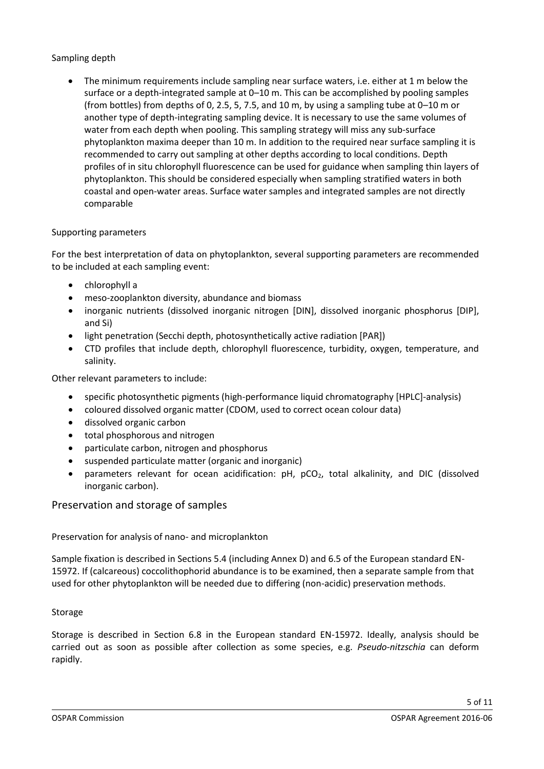Sampling depth

- The minimum requirements include sampling near surface waters, i.e. either at 1 m below the surface or a depth-integrated sample at 0–10 m. This can be accomplished by pooling samples (from bottles) from depths of 0, 2.5, 5, 7.5, and 10 m, by using a sampling tube at 0–10 m or another type of depth-integrating sampling device. It is necessary to use the same volumes of water from each depth when pooling. This sampling strategy will miss any sub-surface phytoplankton maxima deeper than 10 m. In addition to the required near surface sampling it is recommended to carry out sampling at other depths according to local conditions. Depth profiles of in situ chlorophyll fluorescence can be used for guidance when sampling thin layers of phytoplankton. This should be considered especially when sampling stratified waters in both coastal and open-water areas. Surface water samples and integrated samples are not directly comparable

Supporting parameters

For the best interpretation of data on phytoplankton, several supporting parameters are recommended to be included at each sampling event:

- chlorophyll a
- meso-zooplankton diversity, abundance and biomass
- inorganic nutrients (dissolved inorganic nitrogen [DIN], dissolved inorganic phosphorus [DIP], and Si)
- light penetration (Secchi depth, photosynthetically active radiation [PAR])
- CTD profiles that include depth, chlorophyll fluorescence, turbidity, oxygen, temperature, and salinity.

Other relevant parameters to include:

- specific photosynthetic pigments (high-performance liquid chromatography [HPLC]-analysis)
- coloured dissolved organic matter (CDOM, used to correct ocean colour data)
- dissolved organic carbon
- total phosphorous and nitrogen
- particulate carbon, nitrogen and phosphorus
- suspended particulate matter (organic and inorganic)
- parameters relevant for ocean acidification: pH, $pCO_2$, total alkalinity, and DIC (dissolved inorganic carbon).

## Preservation and storage of samples

Preservation for analysis of nano- and microplankton

Sample fixation is described in Sections 5.4 (including Annex D) and 6.5 of the European standard EN-15972. If (calcareous) coccolithophorid abundance is to be examined, then a separate sample from that used for other phytoplankton will be needed due to differing (non-acidic) preservation methods.

Storage

Storage is described in Section 6.8 in the European standard EN-15972. Ideally, analysis should be carried out as soon as possible after collection as some species, e.g. *Pseudo-nitzschia* can deform rapidly.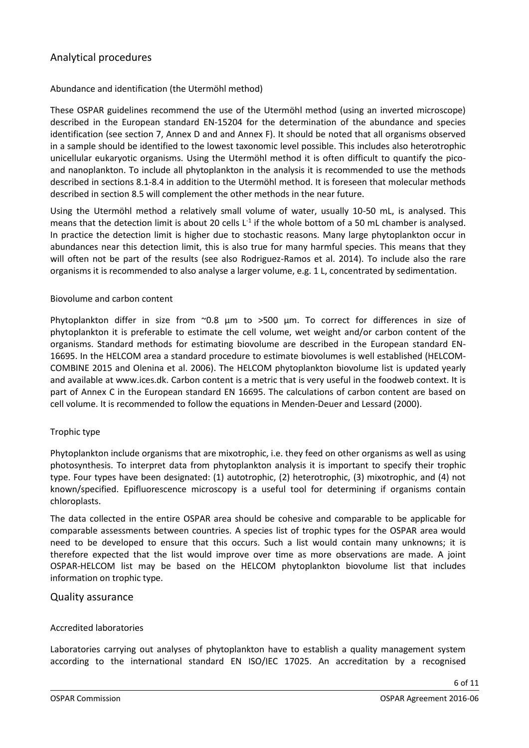## Analytical procedures

### Abundance and identification (the Utermöhl method)

These OSPAR guidelines recommend the use of the Utermöhl method (using an inverted microscope) described in the European standard EN-15204 for the determination of the abundance and species identification (see section 7, Annex D and and Annex F). It should be noted that all organisms observed in a sample should be identified to the lowest taxonomic level possible. This includes also heterotrophic unicellular eukaryotic organisms. Using the Utermöhl method it is often difficult to quantify the pico- and nanoplankton. To include all phytoplankton in the analysis it is recommended to use the methods described in sections 8.1-8.4 in addition to the Utermöhl method. It is foreseen that molecular methods described in section 8.5 will complement the other methods in the near future.

Using the Utermöhl method a relatively small volume of water, usually 10-50 mL, is analysed. This means that the detection limit is about 20 cells $L^{-1}$ if the whole bottom of a 50 mL chamber is analysed. In practice the detection limit is higher due to stochastic reasons. Many large phytoplankton occur in abundances near this detection limit, this is also true for many harmful species. This means that they will often not be part of the results (see also Rodriguez-Ramos et al. 2014). To include also the rare organisms it is recommended to also analyse a larger volume, e.g. 1 L, concentrated by sedimentation.

### Biovolume and carbon content

Phytoplankton differ in size from ~0.8 µm to >500 µm. To correct for differences in size of phytoplankton it is preferable to estimate the cell volume, wet weight and/or carbon content of the organisms. Standard methods for estimating biovolume are described in the European standard EN-16695. In the HELCOM area a standard procedure to estimate biovolumes is well established (HELCOM-COMBINE 2015 and Olenina et al. 2006). The HELCOM phytoplankton biovolume list is updated yearly and available at www.ices.dk. Carbon content is a metric that is very useful in the foodweb context. It is part of Annex C in the European standard EN 16695. The calculations of carbon content are based on cell volume. It is recommended to follow the equations in Menden-Deuer and Lessard (2000).

### Trophic type

Phytoplankton include organisms that are mixotrophic, i.e. they feed on other organisms as well as using photosynthesis. To interpret data from phytoplankton analysis it is important to specify their trophic type. Four types have been designated: (1) autotrophic, (2) heterotrophic, (3) mixotrophic, and (4) not known/specified. Epifluorescence microscopy is a useful tool for determining if organisms contain chloroplasts.

The data collected in the entire OSPAR area should be cohesive and comparable to be applicable for comparable assessments between countries. A species list of trophic types for the OSPAR area would need to be developed to ensure that this occurs. Such a list would contain many unknowns; it is therefore expected that the list would improve over time as more observations are made. A joint OSPAR-HELCOM list may be based on the HELCOM phytoplankton biovolume list that includes information on trophic type.

## Quality assurance

### Accredited laboratories

Laboratories carrying out analyses of phytoplankton have to establish a quality management system according to the international standard EN ISO/IEC 17025. An accreditation by a recognised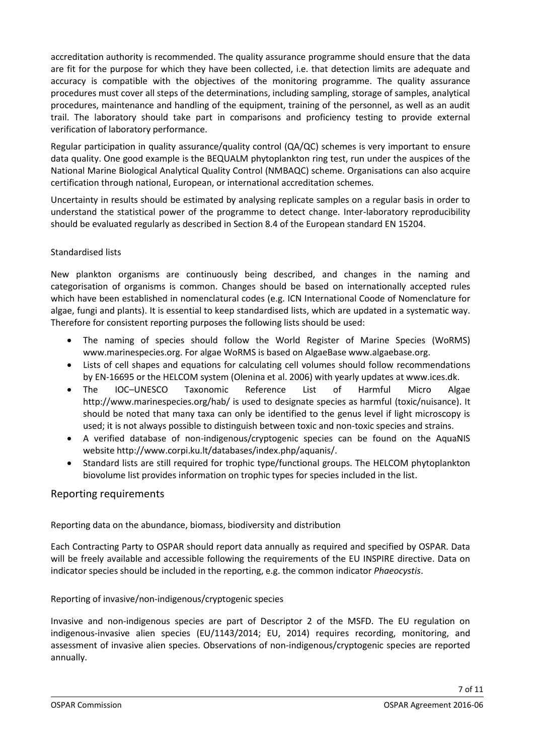accreditation authority is recommended. The quality assurance programme should ensure that the data are fit for the purpose for which they have been collected, i.e. that detection limits are adequate and accuracy is compatible with the objectives of the monitoring programme. The quality assurance procedures must cover all steps of the determinations, including sampling, storage of samples, analytical procedures, maintenance and handling of the equipment, training of the personnel, as well as an audit trail. The laboratory should take part in comparisons and proficiency testing to provide external verification of laboratory performance.

Regular participation in quality assurance/quality control (QA/QC) schemes is very important to ensure data quality. One good example is the BEQUALM phytoplankton ring test, run under the auspices of the National Marine Biological Analytical Quality Control (NMBAQC) scheme. Organisations can also acquire certification through national, European, or international accreditation schemes.

Uncertainty in results should be estimated by analysing replicate samples on a regular basis in order to understand the statistical power of the programme to detect change. Inter-laboratory reproducibility should be evaluated regularly as described in Section 8.4 of the European standard EN 15204.

### Standardised lists

New plankton organisms are continuously being described, and changes in the naming and categorisation of organisms is common. Changes should be based on internationally accepted rules which have been established in nomenclatural codes (e.g. ICN International Coode of Nomenclature for algae, fungi and plants). It is essential to keep standardised lists, which are updated in a systematic way. Therefore for consistent reporting purposes the following lists should be used:

- The naming of species should follow the World Register of Marine Species (WoRMS) www.marinespecies.org. For algae WoRMS is based on AlgaeBase www.algaebase.org.
- Lists of cell shapes and equations for calculating cell volumes should follow recommendations by EN-16695 or the HELCOM system (Olenina et al. 2006) with yearly updates at www.ices.dk.
- The IOC–UNESCO Taxonomic Reference List of Harmful Micro Algae http://www.marinespecies.org/hab/ is used to designate species as harmful (toxic/nuisance). It should be noted that many taxa can only be identified to the genus level if light microscopy is used; it is not always possible to distinguish between toxic and non-toxic species and strains.
- A verified database of non-indigenous/cryptogenic species can be found on the AquaNIS website http://www.corpi.ku.lt/databases/index.php/aquanis/.
- Standard lists are still required for trophic type/functional groups. The HELCOM phytoplankton biovolume list provides information on trophic types for species included in the list.

## Reporting requirements

### Reporting data on the abundance, biomass, biodiversity and distribution

Each Contracting Party to OSPAR should report data annually as required and specified by OSPAR. Data will be freely available and accessible following the requirements of the EU INSPIRE directive. Data on indicator species should be included in the reporting, e.g. the common indicator *Phaeocystis*.

### Reporting of invasive/non-indigenous/cryptogenic species

Invasive and non-indigenous species are part of Descriptor 2 of the MSFD. The EU regulation on indigenous-invasive alien species (EU/1143/2014; EU, 2014) requires recording, monitoring, and assessment of invasive alien species. Observations of non-indigenous/cryptogenic species are reported annually.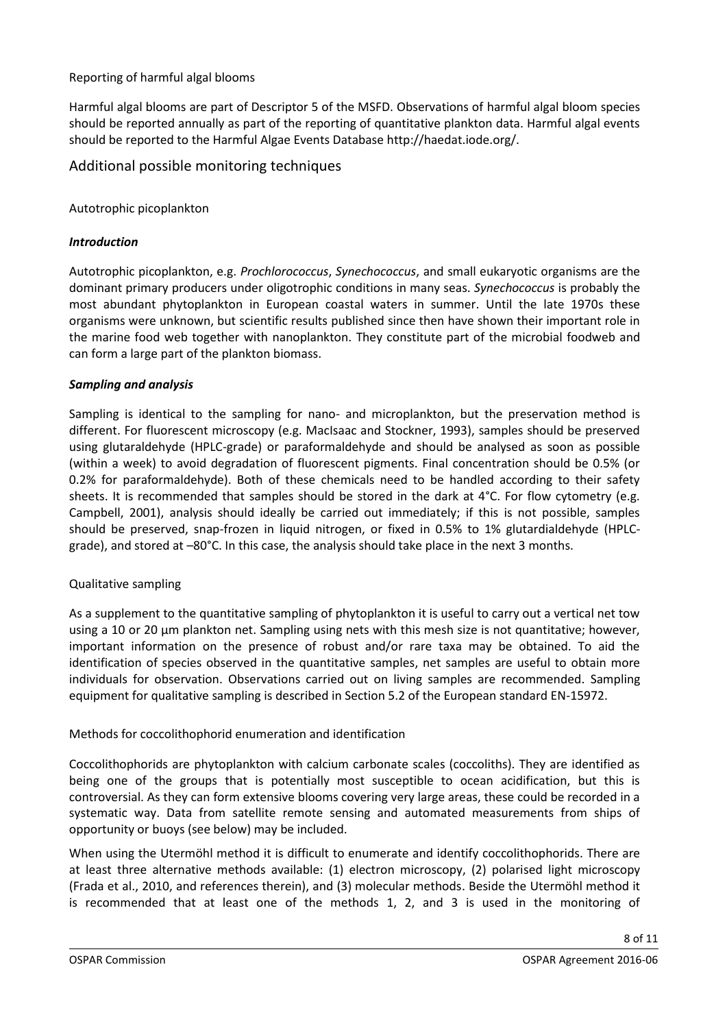Reporting of harmful algal blooms

Harmful algal blooms are part of Descriptor 5 of the MSFD. Observations of harmful algal bloom species should be reported annually as part of the reporting of quantitative plankton data. Harmful algal events should be reported to the Harmful Algae Events Database http://haedat.iode.org/.

## Additional possible monitoring techniques

Autotrophic picoplankton

***Introduction***

Autotrophic picoplankton, e.g. *Prochlorococcus*, *Synechococcus*, and small eukaryotic organisms are the dominant primary producers under oligotrophic conditions in many seas. *Synechococcus* is probably the most abundant phytoplankton in European coastal waters in summer. Until the late 1970s these organisms were unknown, but scientific results published since then have shown their important role in the marine food web together with nanoplankton. They constitute part of the microbial foodweb and can form a large part of the plankton biomass.

***Sampling and analysis***

Sampling is identical to the sampling for nano- and microplankton, but the preservation method is different. For fluorescent microscopy (e.g. MacIsaac and Stockner, 1993), samples should be preserved using glutaraldehyde (HPLC-grade) or paraformaldehyde and should be analysed as soon as possible (within a week) to avoid degradation of fluorescent pigments. Final concentration should be 0.5% (or 0.2% for paraformaldehyde). Both of these chemicals need to be handled according to their safety sheets. It is recommended that samples should be stored in the dark at 4°C. For flow cytometry (e.g. Campbell, 2001), analysis should ideally be carried out immediately; if this is not possible, samples should be preserved, snap-frozen in liquid nitrogen, or fixed in 0.5% to 1% glutardialdehyde (HPLC-grade), and stored at –80°C. In this case, the analysis should take place in the next 3 months.

Qualitative sampling

As a supplement to the quantitative sampling of phytoplankton it is useful to carry out a vertical net tow using a 10 or 20 µm plankton net. Sampling using nets with this mesh size is not quantitative; however, important information on the presence of robust and/or rare taxa may be obtained. To aid the identification of species observed in the quantitative samples, net samples are useful to obtain more individuals for observation. Observations carried out on living samples are recommended. Sampling equipment for qualitative sampling is described in Section 5.2 of the European standard EN-15972.

Methods for coccolithophorid enumeration and identification

Coccolithophorids are phytoplankton with calcium carbonate scales (coccoliths). They are identified as being one of the groups that is potentially most susceptible to ocean acidification, but this is controversial. As they can form extensive blooms covering very large areas, these could be recorded in a systematic way. Data from satellite remote sensing and automated measurements from ships of opportunity or buoys (see below) may be included.

When using the Utermöhl method it is difficult to enumerate and identify coccolithophorids. There are at least three alternative methods available: (1) electron microscopy, (2) polarised light microscopy (Frada et al., 2010, and references therein), and (3) molecular methods. Beside the Utermöhl method it is recommended that at least one of the methods 1, 2, and 3 is used in the monitoring of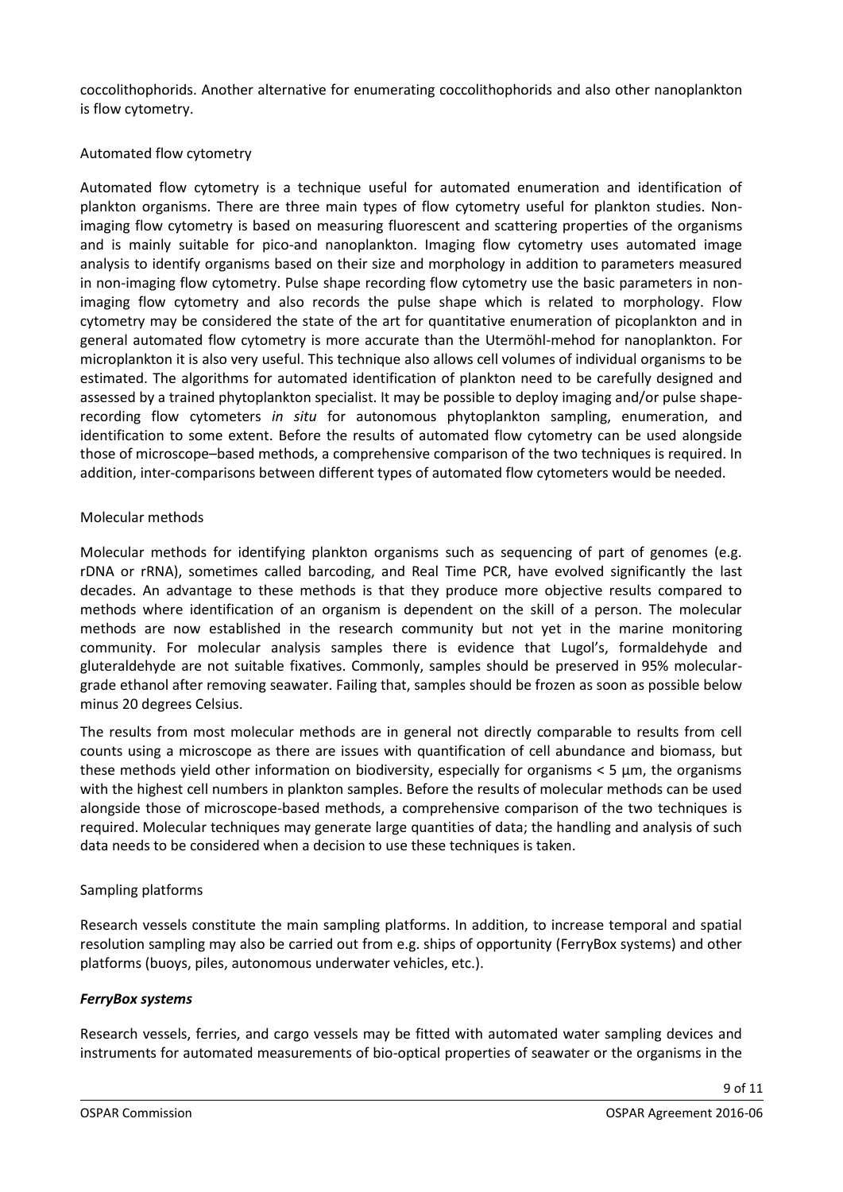coccolithophorids. Another alternative for enumerating coccolithophorids and also other nanoplankton is flow cytometry.

Automated flow cytometry

Automated flow cytometry is a technique useful for automated enumeration and identification of plankton organisms. There are three main types of flow cytometry useful for plankton studies. Non-imaging flow cytometry is based on measuring fluorescent and scattering properties of the organisms and is mainly suitable for pico-and nanoplankton. Imaging flow cytometry uses automated image analysis to identify organisms based on their size and morphology in addition to parameters measured in non-imaging flow cytometry. Pulse shape recording flow cytometry use the basic parameters in non-imaging flow cytometry and also records the pulse shape which is related to morphology. Flow cytometry may be considered the state of the art for quantitative enumeration of picoplankton and in general automated flow cytometry is more accurate than the Utermöhl-mehod for nanoplankton. For microplankton it is also very useful. This technique also allows cell volumes of individual organisms to be estimated. The algorithms for automated identification of plankton need to be carefully designed and assessed by a trained phytoplankton specialist. It may be possible to deploy imaging and/or pulse shape-recording flow cytometers *in situ* for autonomous phytoplankton sampling, enumeration, and identification to some extent. Before the results of automated flow cytometry can be used alongside those of microscope–based methods, a comprehensive comparison of the two techniques is required. In addition, inter-comparisons between different types of automated flow cytometers would be needed.

Molecular methods

Molecular methods for identifying plankton organisms such as sequencing of part of genomes (e.g. rDNA or rRNA), sometimes called barcoding, and Real Time PCR, have evolved significantly the last decades. An advantage to these methods is that they produce more objective results compared to methods where identification of an organism is dependent on the skill of a person. The molecular methods are now established in the research community but not yet in the marine monitoring community. For molecular analysis samples there is evidence that Lugol's, formaldehyde and gluteraldehyde are not suitable fixatives. Commonly, samples should be preserved in 95% molecular-grade ethanol after removing seawater. Failing that, samples should be frozen as soon as possible below minus 20 degrees Celsius.

The results from most molecular methods are in general not directly comparable to results from cell counts using a microscope as there are issues with quantification of cell abundance and biomass, but these methods yield other information on biodiversity, especially for organisms < 5 µm, the organisms with the highest cell numbers in plankton samples. Before the results of molecular methods can be used alongside those of microscope-based methods, a comprehensive comparison of the two techniques is required. Molecular techniques may generate large quantities of data; the handling and analysis of such data needs to be considered when a decision to use these techniques is taken.

Sampling platforms

Research vessels constitute the main sampling platforms. In addition, to increase temporal and spatial resolution sampling may also be carried out from e.g. ships of opportunity (FerryBox systems) and other platforms (buoys, piles, autonomous underwater vehicles, etc.).

***FerryBox systems***

Research vessels, ferries, and cargo vessels may be fitted with automated water sampling devices and instruments for automated measurements of bio-optical properties of seawater or the organisms in the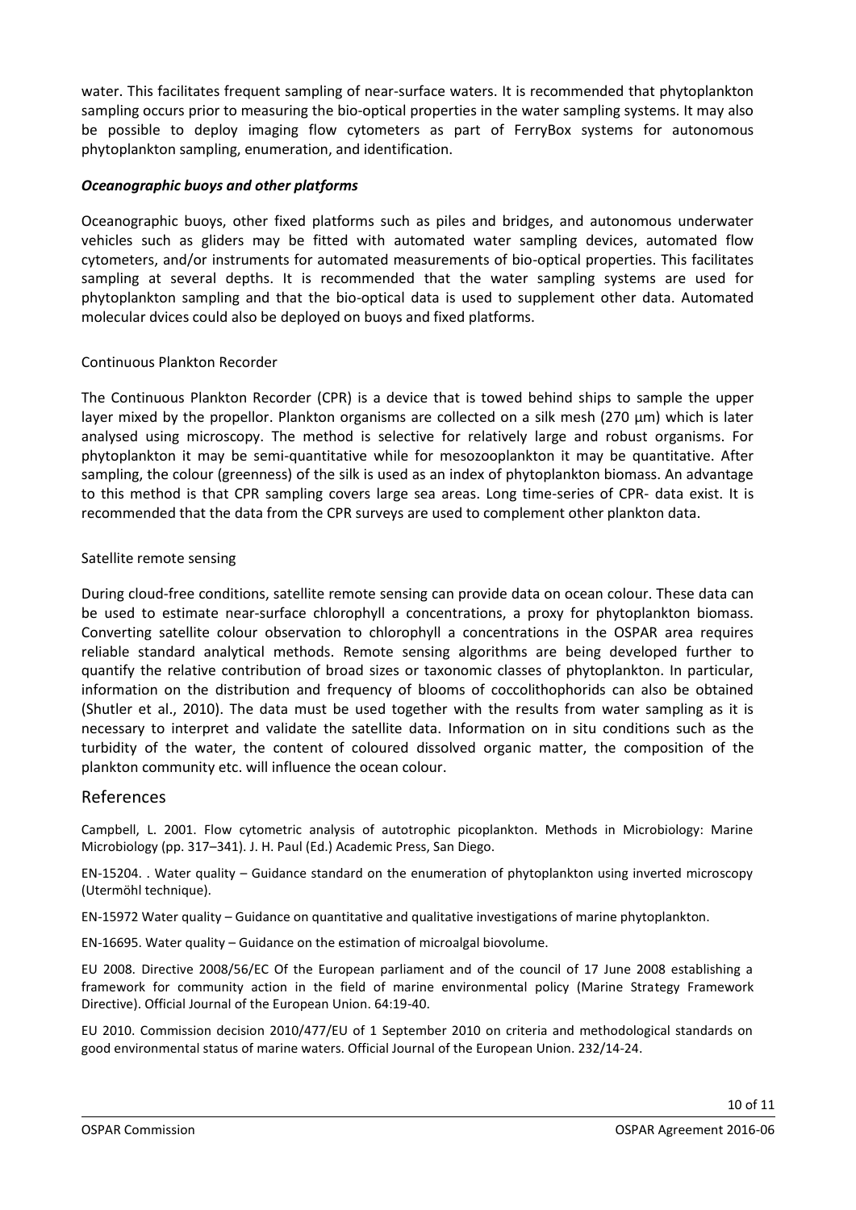water. This facilitates frequent sampling of near-surface waters. It is recommended that phytoplankton sampling occurs prior to measuring the bio-optical properties in the water sampling systems. It may also be possible to deploy imaging flow cytometers as part of FerryBox systems for autonomous phytoplankton sampling, enumeration, and identification.

***Oceanographic buoys and other platforms***

Oceanographic buoys, other fixed platforms such as piles and bridges, and autonomous underwater vehicles such as gliders may be fitted with automated water sampling devices, automated flow cytometers, and/or instruments for automated measurements of bio-optical properties. This facilitates sampling at several depths. It is recommended that the water sampling systems are used for phytoplankton sampling and that the bio-optical data is used to supplement other data. Automated molecular dvices could also be deployed on buoys and fixed platforms.

Continuous Plankton Recorder

The Continuous Plankton Recorder (CPR) is a device that is towed behind ships to sample the upper layer mixed by the propellor. Plankton organisms are collected on a silk mesh (270 µm) which is later analysed using microscopy. The method is selective for relatively large and robust organisms. For phytoplankton it may be semi-quantitative while for mesozooplankton it may be quantitative. After sampling, the colour (greenness) of the silk is used as an index of phytoplankton biomass. An advantage to this method is that CPR sampling covers large sea areas. Long time-series of CPR- data exist. It is recommended that the data from the CPR surveys are used to complement other plankton data.

Satellite remote sensing

During cloud-free conditions, satellite remote sensing can provide data on ocean colour. These data can be used to estimate near-surface chlorophyll a concentrations, a proxy for phytoplankton biomass. Converting satellite colour observation to chlorophyll a concentrations in the OSPAR area requires reliable standard analytical methods. Remote sensing algorithms are being developed further to quantify the relative contribution of broad sizes or taxonomic classes of phytoplankton. In particular, information on the distribution and frequency of blooms of coccolithophorids can also be obtained (Shutler et al., 2010). The data must be used together with the results from water sampling as it is necessary to interpret and validate the satellite data. Information on in situ conditions such as the turbidity of the water, the content of coloured dissolved organic matter, the composition of the plankton community etc. will influence the ocean colour.

## References

Campbell, L. 2001. Flow cytometric analysis of autotrophic picoplankton. Methods in Microbiology: Marine Microbiology (pp. 317–341). J. H. Paul (Ed.) Academic Press, San Diego.

EN-15204. . Water quality – Guidance standard on the enumeration of phytoplankton using inverted microscopy (Utermöhl technique).

EN-15972 Water quality – Guidance on quantitative and qualitative investigations of marine phytoplankton.

EN-16695. Water quality – Guidance on the estimation of microalgal biovolume.

EU 2008. Directive 2008/56/EC Of the European parliament and of the council of 17 June 2008 establishing a framework for community action in the field of marine environmental policy (Marine Strategy Framework Directive). Official Journal of the European Union. 64:19-40.

EU 2010. Commission decision 2010/477/EU of 1 September 2010 on criteria and methodological standards on good environmental status of marine waters. Official Journal of the European Union. 232/14-24.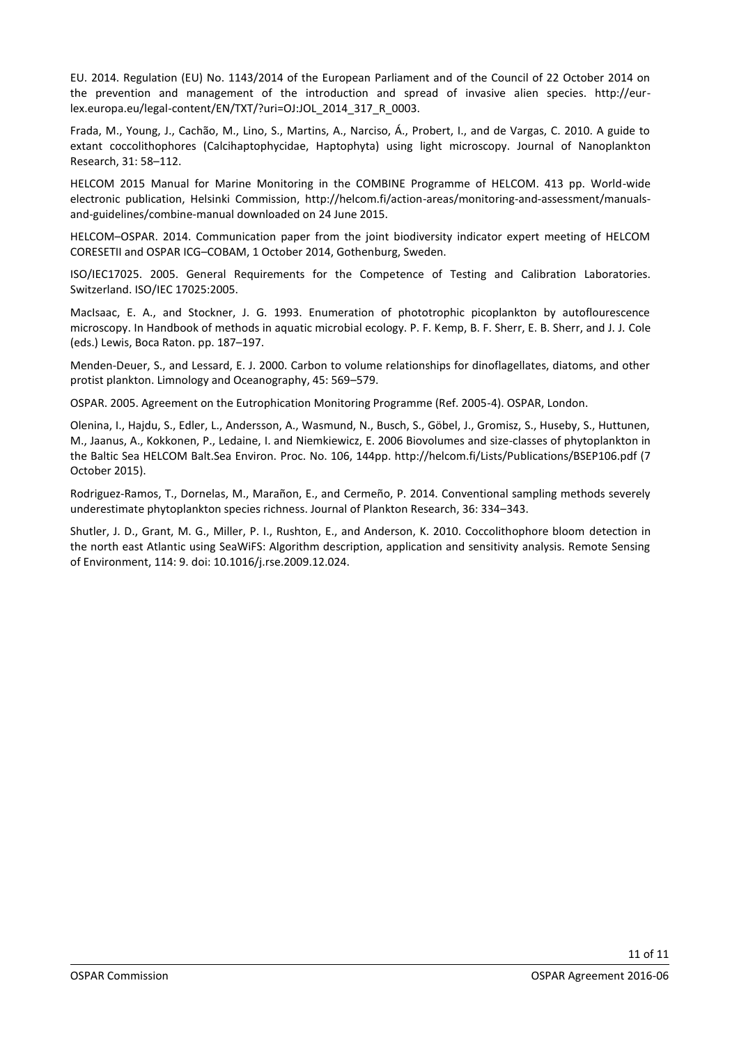EU. 2014. Regulation (EU) No. 1143/2014 of the European Parliament and of the Council of 22 October 2014 on the prevention and management of the introduction and spread of invasive alien species. http://eur-lex.europa.eu/legal-content/EN/TXT/?uri=OJ:JOL_2014_317_R_0003.

Frada, M., Young, J., Cachão, M., Lino, S., Martins, A., Narciso, Á., Probert, I., and de Vargas, C. 2010. A guide to extant coccolithophores (Calcihaptophycidae, Haptophyta) using light microscopy. Journal of Nanoplankton Research, 31: 58–112.

HELCOM 2015 Manual for Marine Monitoring in the COMBINE Programme of HELCOM. 413 pp. World-wide electronic publication, Helsinki Commission, http://helcom.fi/action-areas/monitoring-and-assessment/manuals-and-guidelines/combine-manual downloaded on 24 June 2015.

HELCOM–OSPAR. 2014. Communication paper from the joint biodiversity indicator expert meeting of HELCOM CORESETII and OSPAR ICG–COBAM, 1 October 2014, Gothenburg, Sweden.

ISO/IEC17025. 2005. General Requirements for the Competence of Testing and Calibration Laboratories. Switzerland. ISO/IEC 17025:2005.

MacIsaac, E. A., and Stockner, J. G. 1993. Enumeration of phototrophic picoplankton by autoflourescence microscopy. In Handbook of methods in aquatic microbial ecology. P. F. Kemp, B. F. Sherr, E. B. Sherr, and J. J. Cole (eds.) Lewis, Boca Raton. pp. 187–197.

Menden-Deuer, S., and Lessard, E. J. 2000. Carbon to volume relationships for dinoflagellates, diatoms, and other protist plankton. Limnology and Oceanography, 45: 569–579.

OSPAR. 2005. Agreement on the Eutrophication Monitoring Programme (Ref. 2005-4). OSPAR, London.

Olenina, I., Hajdu, S., Edler, L., Andersson, A., Wasmund, N., Busch, S., Göbel, J., Gromisz, S., Huseby, S., Huttunen, M., Jaanus, A., Kokkonen, P., Ledaine, I. and Niemkiewicz, E. 2006 Biovolumes and size-classes of phytoplankton in the Baltic Sea HELCOM Balt.Sea Environ. Proc. No. 106, 144pp. http://helcom.fi/Lists/Publications/BSEP106.pdf (7 October 2015).

Rodriguez-Ramos, T., Dornelas, M., Marañon, E., and Cermeño, P. 2014. Conventional sampling methods severely underestimate phytoplankton species richness. Journal of Plankton Research, 36: 334–343.

Shutler, J. D., Grant, M. G., Miller, P. I., Rushton, E., and Anderson, K. 2010. Coccolithophore bloom detection in the north east Atlantic using SeaWiFS: Algorithm description, application and sensitivity analysis. Remote Sensing of Environment, 114: 9. doi: 10.1016/j.rse.2009.12.024.